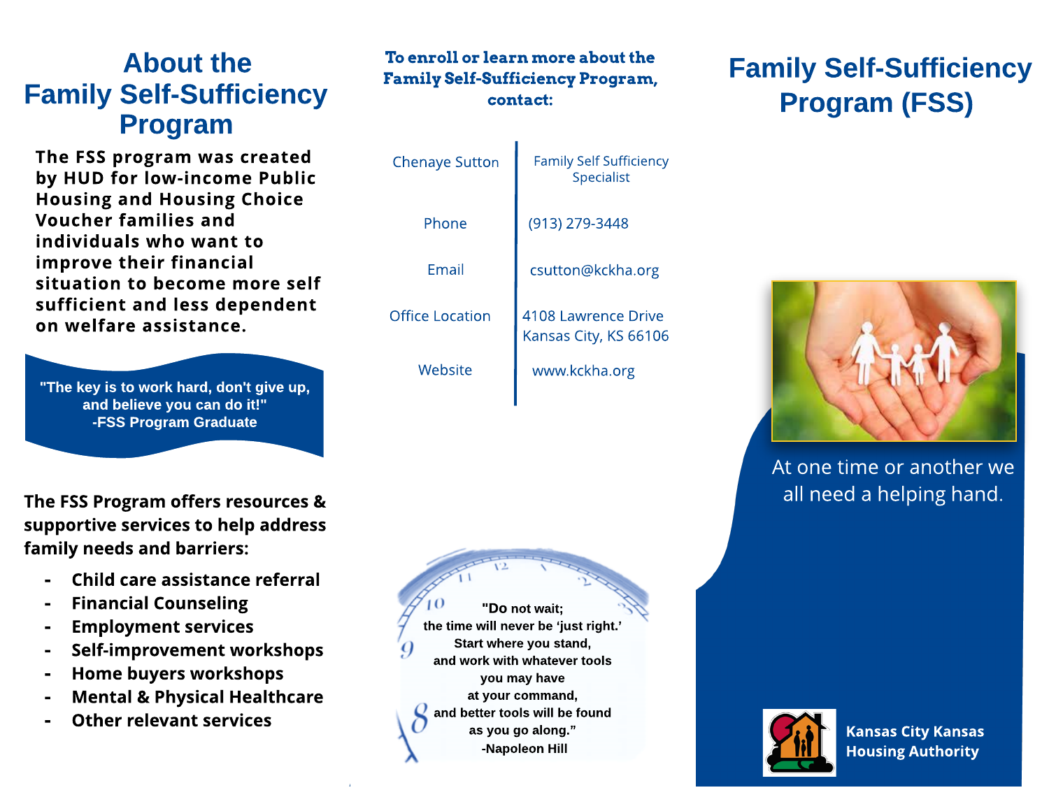# About the Family Self-Sufficiency Program

**The FSS program was created by HUD for low-income Public Housing and Housing Choice Voucher families and individuals who want to improve their financial situation to become more self sufficient and less dependent on welfare assistance.**

> **"The key is to work hard, don't give up, and believe you can do it!"**
> **-FSS Program Graduate**

**The FSS Program offers resources & supportive services to help address family needs and barriers:**

- **Child care assistance referral**
- **Financial Counseling**
- **Employment services**
- **Self-improvement workshops**
- **Home buyers workshops**
- **Mental & Physical Healthcare**
- **Other relevant services**

**To enroll or learn more about the Family Self-Sufficiency Program, contact:**

| | |
|---|---|
| Chenaye Sutton | Family Self Sufficiency Specialist |
| Phone | (913) 279-3448 |
| Email | csutton@kckha.org |
| Office Location | 4108 Lawrence Drive Kansas City, KS 66106 |
| Website | www.kckha.org |

**"Do not wait; the time will never be 'just right.' Start where you stand, and work with whatever tools you may have at your command, and better tools will be found as you go along."**
**-Napoleon Hill**

# Family Self-Sufficiency Program (FSS)

At one time or another we all need a helping hand.

**Kansas City Kansas Housing Authority**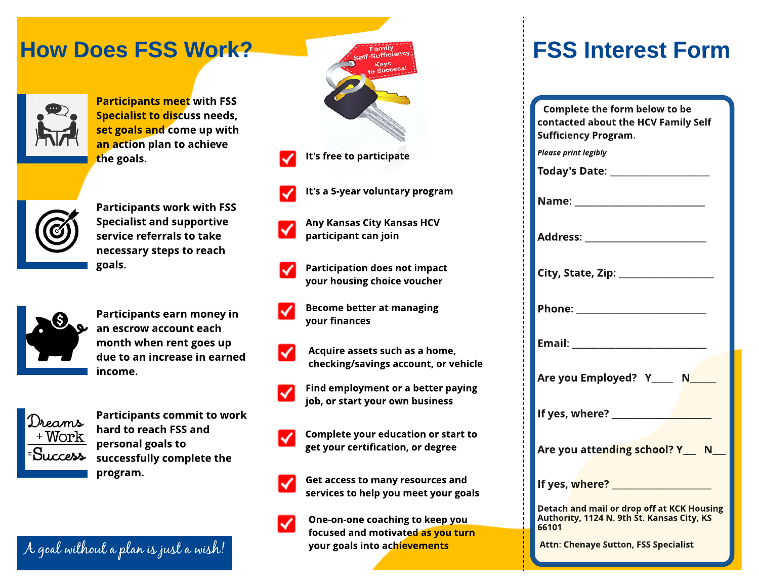# How Does FSS Work?

Participants meet with FSS Specialist to discuss needs, set goals and come up with an action plan to achieve the goals.

Participants work with FSS Specialist and supportive service referrals to take necessary steps to reach goals.

Participants earn money in an escrow account each month when rent goes up due to an increase in earned income.

Participants commit to work hard to reach FSS and personal goals to successfully complete the program.

*A goal without a plan is just a wish!*

- It's free to participate
- It's a 5-year voluntary program
- Any Kansas City Kansas HCV participant can join
- Participation does not impact your housing choice voucher
- Become better at managing your finances
- Acquire assets such as a home, checking/savings account, or vehicle
- Find employment or a better paying job, or start your own business
- Complete your education or start to get your certification, or degree
- Get access to many resources and services to help you meet your goals
- One-on-one coaching to keep you focused and motivated as you turn your goals into achievements

# FSS Interest Form

Complete the form below to be contacted about the HCV Family Self Sufficiency Program.

*Please print legibly*

Today's Date: ____________________

Name: ___________________________

Address: _________________________

City, State, Zip: ___________________

Phone: ___________________________

Email: ____________________________

Are you Employed? Y____ N_____

If yes, where? ____________________

Are you attending school? Y___ N___

If yes, where? ____________________

Detach and mail or drop off at KCK Housing Authority, 1124 N. 9th St. Kansas City, KS 66101

Attn: Chenaye Sutton, FSS Specialist